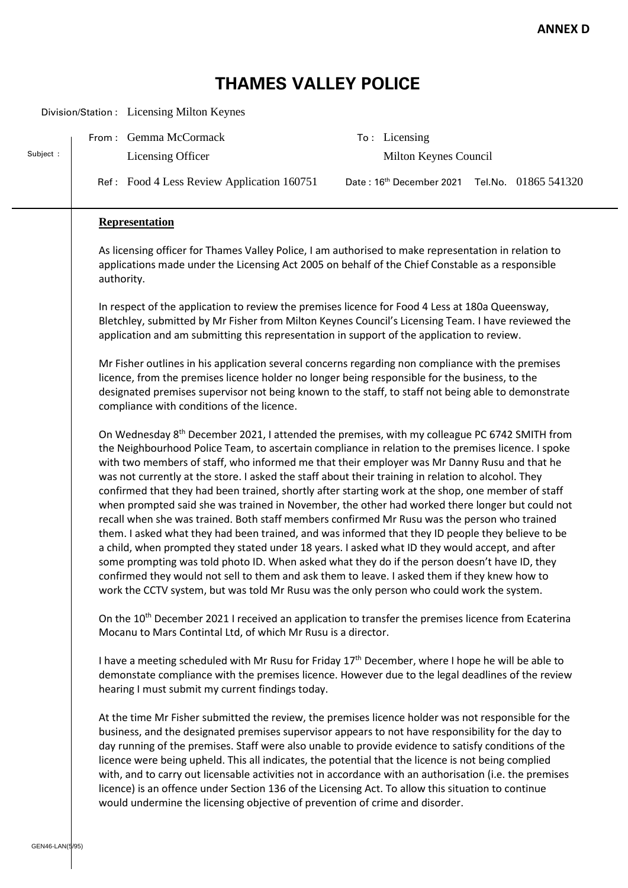**ANNEX D**

# THAMES VALLEY POLICE

Division/Station : Licensing Milton Keynes

| | | | |
|---|---|---|---|
| From : | Gemma McCormack<br>Licensing Officer | To : | Licensing<br>Milton Keynes Council |
| Ref : | Food 4 Less Review Application 160751 | Date : 16th December 2021 | Tel.No. 01865 541320 |

Subject :

**Representation**

As licensing officer for Thames Valley Police, I am authorised to make representation in relation to applications made under the Licensing Act 2005 on behalf of the Chief Constable as a responsible authority.

In respect of the application to review the premises licence for Food 4 Less at 180a Queensway, Bletchley, submitted by Mr Fisher from Milton Keynes Council's Licensing Team. I have reviewed the application and am submitting this representation in support of the application to review.

Mr Fisher outlines in his application several concerns regarding non compliance with the premises licence, from the premises licence holder no longer being responsible for the business, to the designated premises supervisor not being known to the staff, to staff not being able to demonstrate compliance with conditions of the licence.

On Wednesday 8th December 2021, I attended the premises, with my colleague PC 6742 SMITH from the Neighbourhood Police Team, to ascertain compliance in relation to the premises licence. I spoke with two members of staff, who informed me that their employer was Mr Danny Rusu and that he was not currently at the store. I asked the staff about their training in relation to alcohol. They confirmed that they had been trained, shortly after starting work at the shop, one member of staff when prompted said she was trained in November, the other had worked there longer but could not recall when she was trained. Both staff members confirmed Mr Rusu was the person who trained them. I asked what they had been trained, and was informed that they ID people they believe to be a child, when prompted they stated under 18 years. I asked what ID they would accept, and after some prompting was told photo ID. When asked what they do if the person doesn't have ID, they confirmed they would not sell to them and ask them to leave. I asked them if they knew how to work the CCTV system, but was told Mr Rusu was the only person who could work the system.

On the 10th December 2021 I received an application to transfer the premises licence from Ecaterina Mocanu to Mars Contintal Ltd, of which Mr Rusu is a director.

I have a meeting scheduled with Mr Rusu for Friday 17th December, where I hope he will be able to demonstate compliance with the premises licence. However due to the legal deadlines of the review hearing I must submit my current findings today.

At the time Mr Fisher submitted the review, the premises licence holder was not responsible for the business, and the designated premises supervisor appears to not have responsibility for the day to day running of the premises. Staff were also unable to provide evidence to satisfy conditions of the licence were being upheld. This all indicates, the potential that the licence is not being complied with, and to carry out licensable activities not in accordance with an authorisation (i.e. the premises licence) is an offence under Section 136 of the Licensing Act. To allow this situation to continue would undermine the licensing objective of prevention of crime and disorder.

GEN46-LAN(5/95)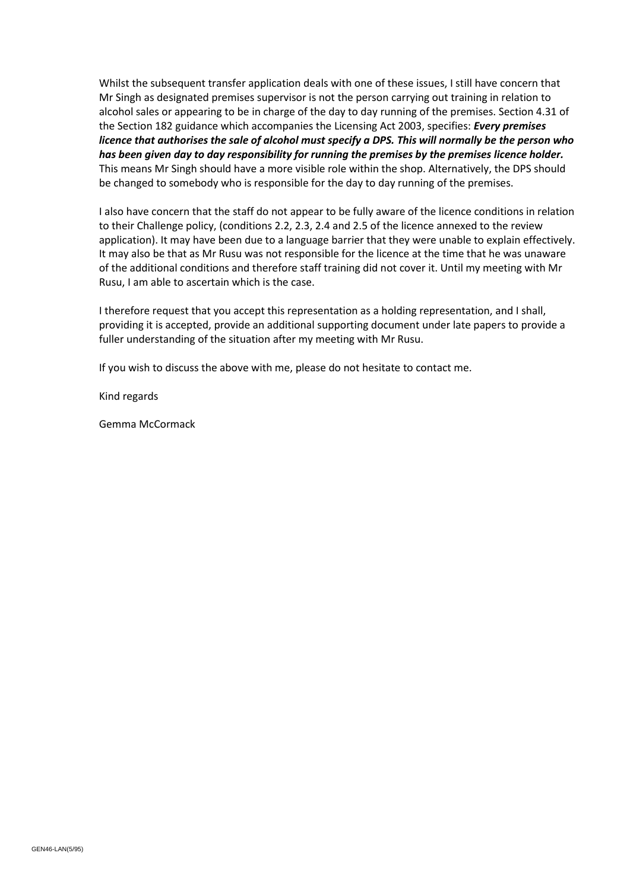Whilst the subsequent transfer application deals with one of these issues, I still have concern that Mr Singh as designated premises supervisor is not the person carrying out training in relation to alcohol sales or appearing to be in charge of the day to day running of the premises. Section 4.31 of the Section 182 guidance which accompanies the Licensing Act 2003, specifies: ***Every premises licence that authorises the sale of alcohol must specify a DPS. This will normally be the person who has been given day to day responsibility for running the premises by the premises licence holder.*** This means Mr Singh should have a more visible role within the shop. Alternatively, the DPS should be changed to somebody who is responsible for the day to day running of the premises.

I also have concern that the staff do not appear to be fully aware of the licence conditions in relation to their Challenge policy, (conditions 2.2, 2.3, 2.4 and 2.5 of the licence annexed to the review application). It may have been due to a language barrier that they were unable to explain effectively. It may also be that as Mr Rusu was not responsible for the licence at the time that he was unaware of the additional conditions and therefore staff training did not cover it. Until my meeting with Mr Rusu, I am able to ascertain which is the case.

I therefore request that you accept this representation as a holding representation, and I shall, providing it is accepted, provide an additional supporting document under late papers to provide a fuller understanding of the situation after my meeting with Mr Rusu.

If you wish to discuss the above with me, please do not hesitate to contact me.

Kind regards

Gemma McCormack

GEN46-LAN(5/95)